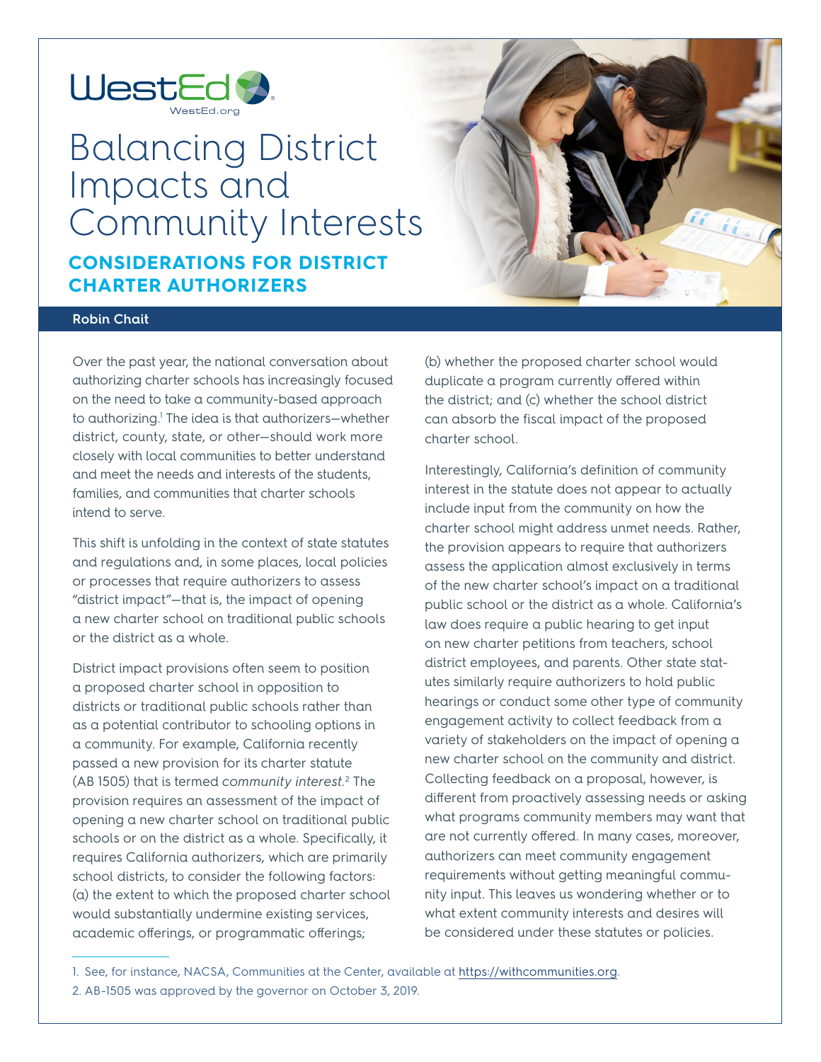WestEd
WestEd.org

# Balancing District Impacts and Community Interests

## CONSIDERATIONS FOR DISTRICT CHARTER AUTHORIZERS

**Robin Chait**

Over the past year, the national conversation about authorizing charter schools has increasingly focused on the need to take a community-based approach to authorizing.[1] The idea is that authorizers—whether district, county, state, or other—should work more closely with local communities to better understand and meet the needs and interests of the students, families, and communities that charter schools intend to serve.

This shift is unfolding in the context of state statutes and regulations and, in some places, local policies or processes that require authorizers to assess "district impact"—that is, the impact of opening a new charter school on traditional public schools or the district as a whole.

District impact provisions often seem to position a proposed charter school in opposition to districts or traditional public schools rather than as a potential contributor to schooling options in a community. For example, California recently passed a new provision for its charter statute (AB 1505) that is termed *community interest*.[2] The provision requires an assessment of the impact of opening a new charter school on traditional public schools or on the district as a whole. Specifically, it requires California authorizers, which are primarily school districts, to consider the following factors: (a) the extent to which the proposed charter school would substantially undermine existing services, academic offerings, or programmatic offerings; (b) whether the proposed charter school would duplicate a program currently offered within the district; and (c) whether the school district can absorb the fiscal impact of the proposed charter school.

Interestingly, California's definition of community interest in the statute does not appear to actually include input from the community on how the charter school might address unmet needs. Rather, the provision appears to require that authorizers assess the application almost exclusively in terms of the new charter school's impact on a traditional public school or the district as a whole. California's law does require a public hearing to get input on new charter petitions from teachers, school district employees, and parents. Other state statutes similarly require authorizers to hold public hearings or conduct some other type of community engagement activity to collect feedback from a variety of stakeholders on the impact of opening a new charter school on the community and district. Collecting feedback on a proposal, however, is different from proactively assessing needs or asking what programs community members may want that are not currently offered. In many cases, moreover, authorizers can meet community engagement requirements without getting meaningful community input. This leaves us wondering whether or to what extent community interests and desires will be considered under these statutes or policies.

---

1. See, for instance, NACSA, Communities at the Center, available at https://withcommunities.org.
2. AB-1505 was approved by the governor on October 3, 2019.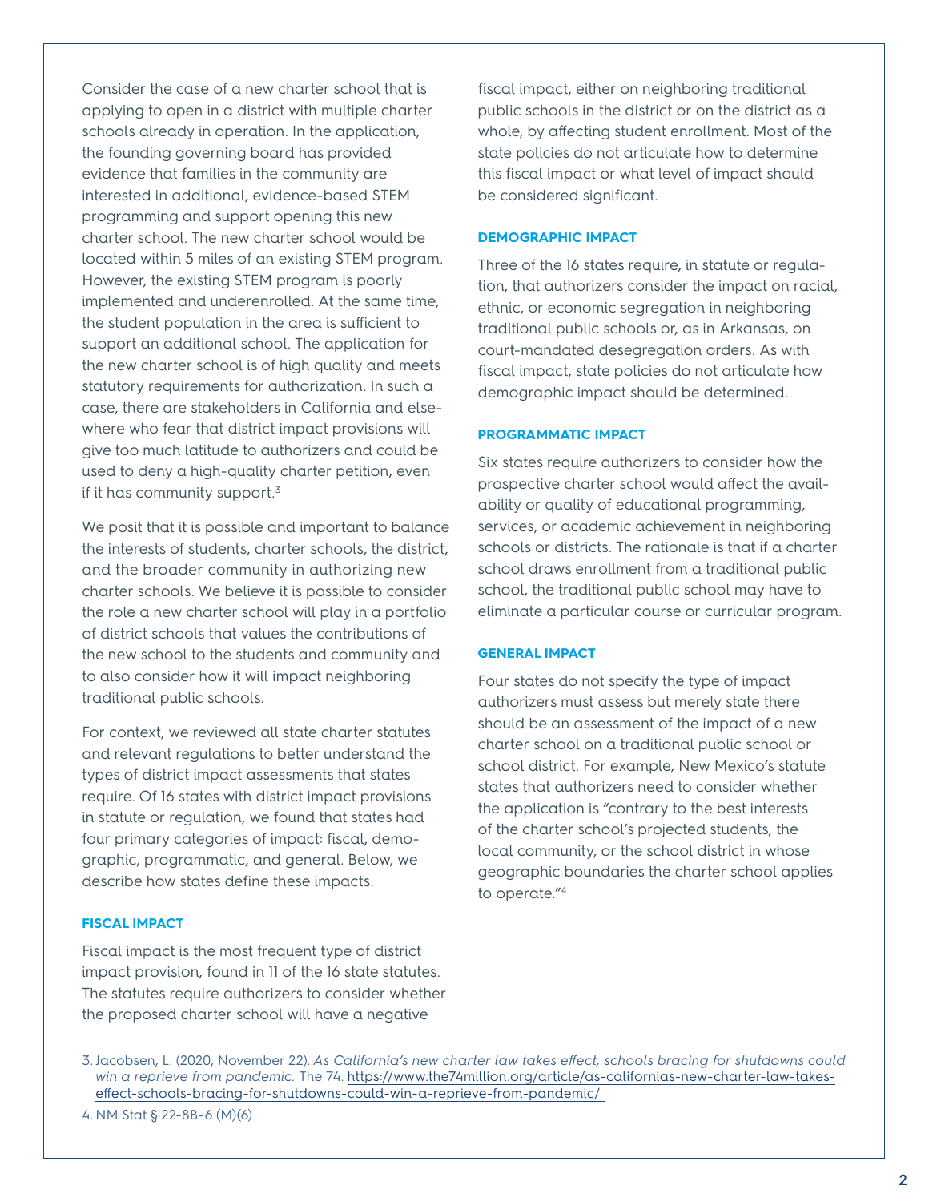Consider the case of a new charter school that is applying to open in a district with multiple charter schools already in operation. In the application, the founding governing board has provided evidence that families in the community are interested in additional, evidence-based STEM programming and support opening this new charter school. The new charter school would be located within 5 miles of an existing STEM program. However, the existing STEM program is poorly implemented and underenrolled. At the same time, the student population in the area is sufficient to support an additional school. The application for the new charter school is of high quality and meets statutory requirements for authorization. In such a case, there are stakeholders in California and elsewhere who fear that district impact provisions will give too much latitude to authorizers and could be used to deny a high-quality charter petition, even if it has community support.[3]

We posit that it is possible and important to balance the interests of students, charter schools, the district, and the broader community in authorizing new charter schools. We believe it is possible to consider the role a new charter school will play in a portfolio of district schools that values the contributions of the new school to the students and community and to also consider how it will impact neighboring traditional public schools.

For context, we reviewed all state charter statutes and relevant regulations to better understand the types of district impact assessments that states require. Of 16 states with district impact provisions in statute or regulation, we found that states had four primary categories of impact: fiscal, demographic, programmatic, and general. Below, we describe how states define these impacts.

#### FISCAL IMPACT

Fiscal impact is the most frequent type of district impact provision, found in 11 of the 16 state statutes. The statutes require authorizers to consider whether the proposed charter school will have a negative fiscal impact, either on neighboring traditional public schools in the district or on the district as a whole, by affecting student enrollment. Most of the state policies do not articulate how to determine this fiscal impact or what level of impact should be considered significant.

#### DEMOGRAPHIC IMPACT

Three of the 16 states require, in statute or regulation, that authorizers consider the impact on racial, ethnic, or economic segregation in neighboring traditional public schools or, as in Arkansas, on court-mandated desegregation orders. As with fiscal impact, state policies do not articulate how demographic impact should be determined.

#### PROGRAMMATIC IMPACT

Six states require authorizers to consider how the prospective charter school would affect the availability or quality of educational programming, services, or academic achievement in neighboring schools or districts. The rationale is that if a charter school draws enrollment from a traditional public school, the traditional public school may have to eliminate a particular course or curricular program.

#### GENERAL IMPACT

Four states do not specify the type of impact authorizers must assess but merely state there should be an assessment of the impact of a new charter school on a traditional public school or school district. For example, New Mexico's statute states that authorizers need to consider whether the application is "contrary to the best interests of the charter school's projected students, the local community, or the school district in whose geographic boundaries the charter school applies to operate."[4]

---

3. Jacobsen, L. (2020, November 22). *As California's new charter law takes effect, schools bracing for shutdowns could win a reprieve from pandemic.* The 74. https://www.the74million.org/article/as-californias-new-charter-law-takes-effect-schools-bracing-for-shutdowns-could-win-a-reprieve-from-pandemic/

4. NM Stat § 22-8B-6 (M)(6)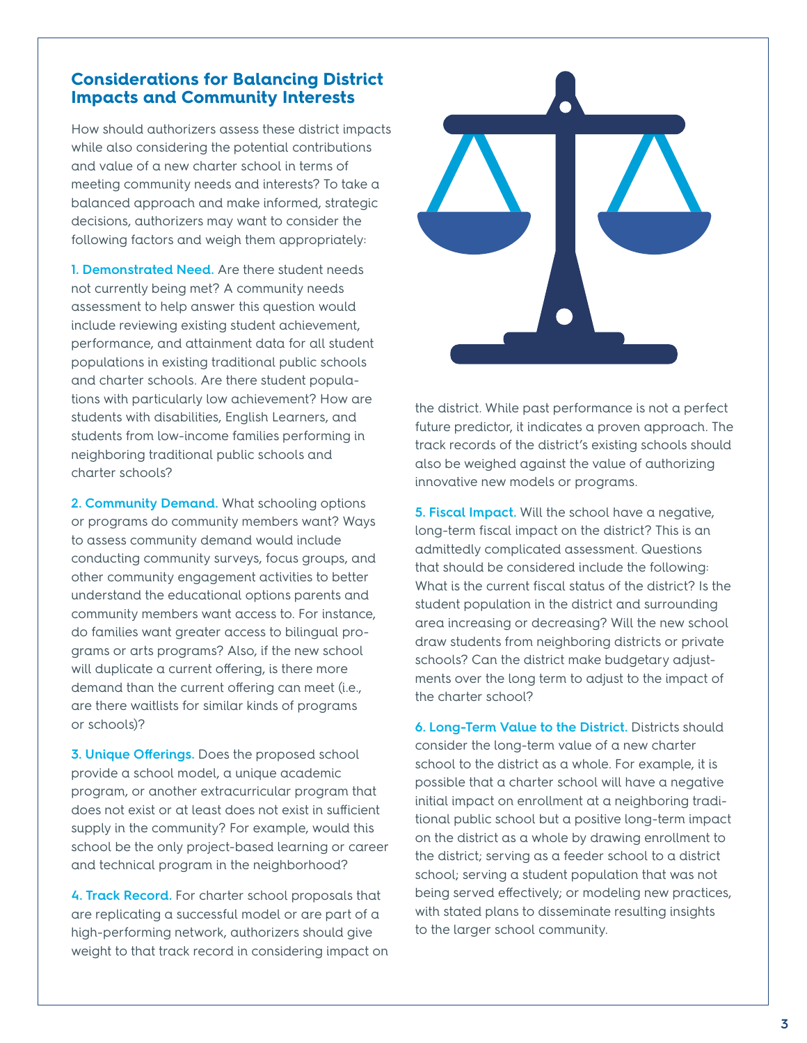## Considerations for Balancing District Impacts and Community Interests

How should authorizers assess these district impacts while also considering the potential contributions and value of a new charter school in terms of meeting community needs and interests? To take a balanced approach and make informed, strategic decisions, authorizers may want to consider the following factors and weigh them appropriately:

**1. Demonstrated Need.** Are there student needs not currently being met? A community needs assessment to help answer this question would include reviewing existing student achievement, performance, and attainment data for all student populations in existing traditional public schools and charter schools. Are there student populations with particularly low achievement? How are students with disabilities, English Learners, and students from low-income families performing in neighboring traditional public schools and charter schools?

**2. Community Demand.** What schooling options or programs do community members want? Ways to assess community demand would include conducting community surveys, focus groups, and other community engagement activities to better understand the educational options parents and community members want access to. For instance, do families want greater access to bilingual programs or arts programs? Also, if the new school will duplicate a current offering, is there more demand than the current offering can meet (i.e., are there waitlists for similar kinds of programs or schools)?

**3. Unique Offerings.** Does the proposed school provide a school model, a unique academic program, or another extracurricular program that does not exist or at least does not exist in sufficient supply in the community? For example, would this school be the only project-based learning or career and technical program in the neighborhood?

**4. Track Record.** For charter school proposals that are replicating a successful model or are part of a high-performing network, authorizers should give weight to that track record in considering impact on the district. While past performance is not a perfect future predictor, it indicates a proven approach. The track records of the district's existing schools should also be weighed against the value of authorizing innovative new models or programs.

**5. Fiscal Impact.** Will the school have a negative, long-term fiscal impact on the district? This is an admittedly complicated assessment. Questions that should be considered include the following: What is the current fiscal status of the district? Is the student population in the district and surrounding area increasing or decreasing? Will the new school draw students from neighboring districts or private schools? Can the district make budgetary adjustments over the long term to adjust to the impact of the charter school?

**6. Long-Term Value to the District.** Districts should consider the long-term value of a new charter school to the district as a whole. For example, it is possible that a charter school will have a negative initial impact on enrollment at a neighboring traditional public school but a positive long-term impact on the district as a whole by drawing enrollment to the district; serving as a feeder school to a district school; serving a student population that was not being served effectively; or modeling new practices, with stated plans to disseminate resulting insights to the larger school community.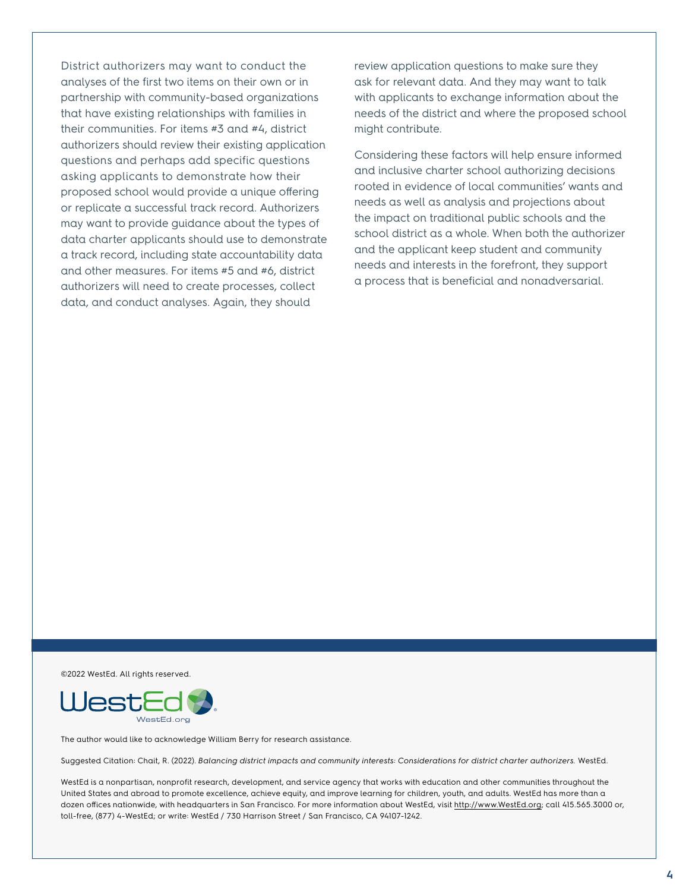District authorizers may want to conduct the analyses of the first two items on their own or in partnership with community-based organizations that have existing relationships with families in their communities. For items #3 and #4, district authorizers should review their existing application questions and perhaps add specific questions asking applicants to demonstrate how their proposed school would provide a unique offering or replicate a successful track record. Authorizers may want to provide guidance about the types of data charter applicants should use to demonstrate a track record, including state accountability data and other measures. For items #5 and #6, district authorizers will need to create processes, collect data, and conduct analyses. Again, they should review application questions to make sure they ask for relevant data. And they may want to talk with applicants to exchange information about the needs of the district and where the proposed school might contribute.

Considering these factors will help ensure informed and inclusive charter school authorizing decisions rooted in evidence of local communities' wants and needs as well as analysis and projections about the impact on traditional public schools and the school district as a whole. When both the authorizer and the applicant keep student and community needs and interests in the forefront, they support a process that is beneficial and nonadversarial.

©2022 WestEd. All rights reserved.

WestEd.org

The author would like to acknowledge William Berry for research assistance.

Suggested Citation: Chait, R. (2022). *Balancing district impacts and community interests: Considerations for district charter authorizers.* WestEd.

WestEd is a nonpartisan, nonprofit research, development, and service agency that works with education and other communities throughout the United States and abroad to promote excellence, achieve equity, and improve learning for children, youth, and adults. WestEd has more than a dozen offices nationwide, with headquarters in San Francisco. For more information about WestEd, visit http://www.WestEd.org; call 415.565.3000 or, toll-free, (877) 4-WestEd; or write: WestEd / 730 Harrison Street / San Francisco, CA 94107-1242.